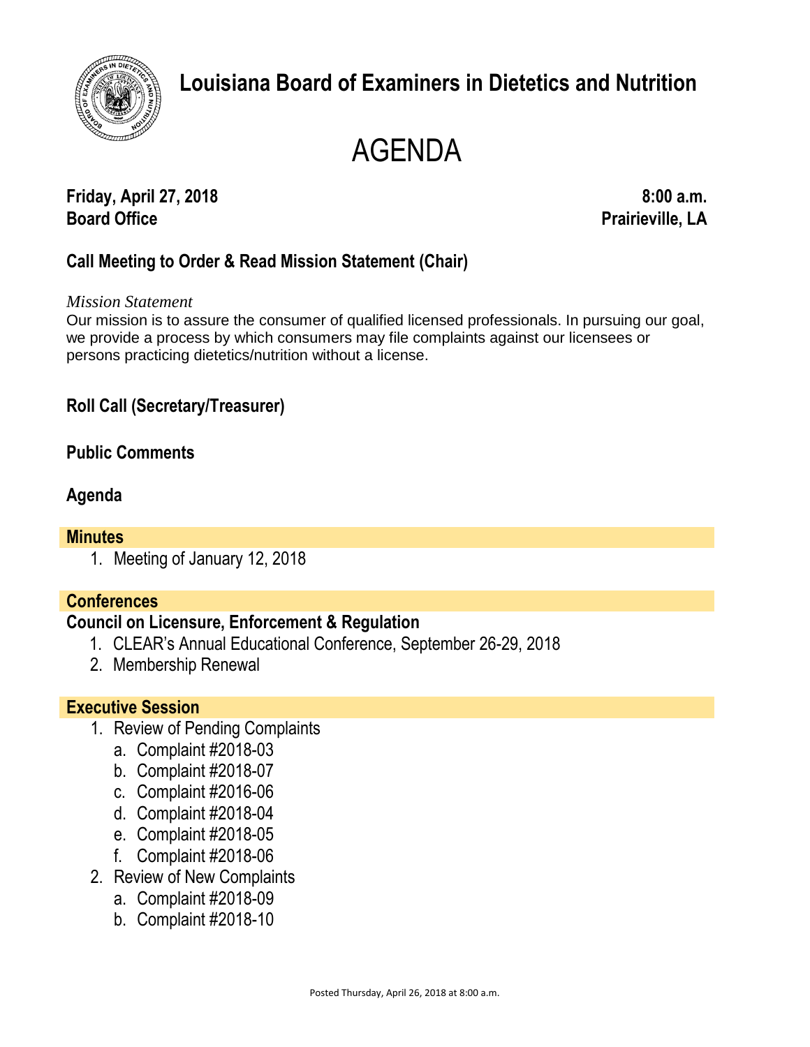# Louisiana Board of Examiners in Dietetics and Nutrition

# AGENDA

**Friday, April 27, 2018** **8:00 a.m.**
**Board Office** **Prairieville, LA**

## Call Meeting to Order & Read Mission Statement (Chair)

*Mission Statement*
Our mission is to assure the consumer of qualified licensed professionals. In pursuing our goal, we provide a process by which consumers may file complaints against our licensees or persons practicing dietetics/nutrition without a license.

## Roll Call (Secretary/Treasurer)

## Public Comments

## Agenda

### Minutes

1. Meeting of January 12, 2018

### Conferences

**Council on Licensure, Enforcement & Regulation**

1. CLEAR's Annual Educational Conference, September 26-29, 2018
2. Membership Renewal

### Executive Session

1. Review of Pending Complaints
   a. Complaint #2018-03
   b. Complaint #2018-07
   c. Complaint #2016-06
   d. Complaint #2018-04
   e. Complaint #2018-05
   f. Complaint #2018-06
2. Review of New Complaints
   a. Complaint #2018-09
   b. Complaint #2018-10

Posted Thursday, April 26, 2018 at 8:00 a.m.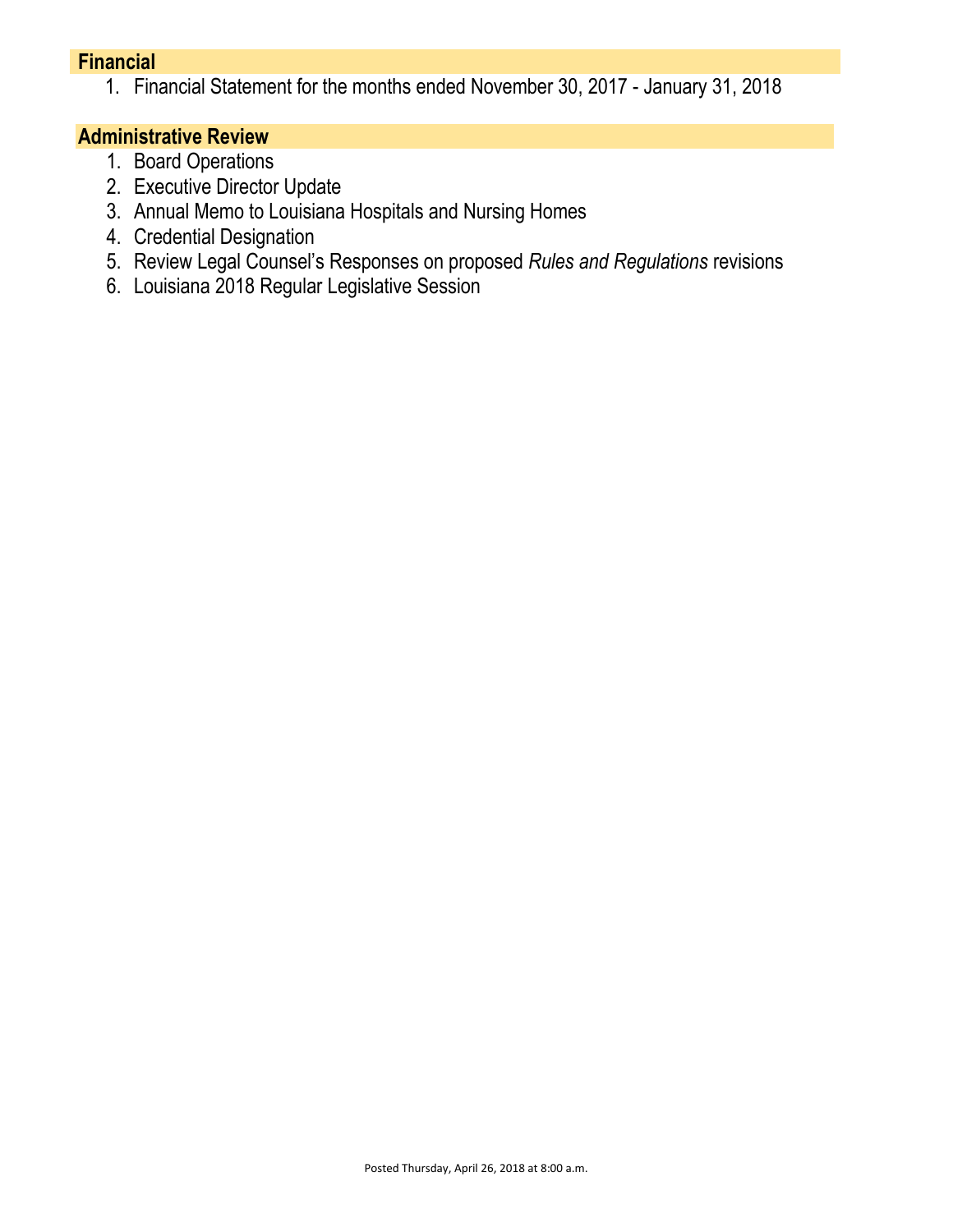## Financial

1. Financial Statement for the months ended November 30, 2017 - January 31, 2018

## Administrative Review

1. Board Operations
2. Executive Director Update
3. Annual Memo to Louisiana Hospitals and Nursing Homes
4. Credential Designation
5. Review Legal Counsel's Responses on proposed *Rules and Regulations* revisions
6. Louisiana 2018 Regular Legislative Session

Posted Thursday, April 26, 2018 at 8:00 a.m.